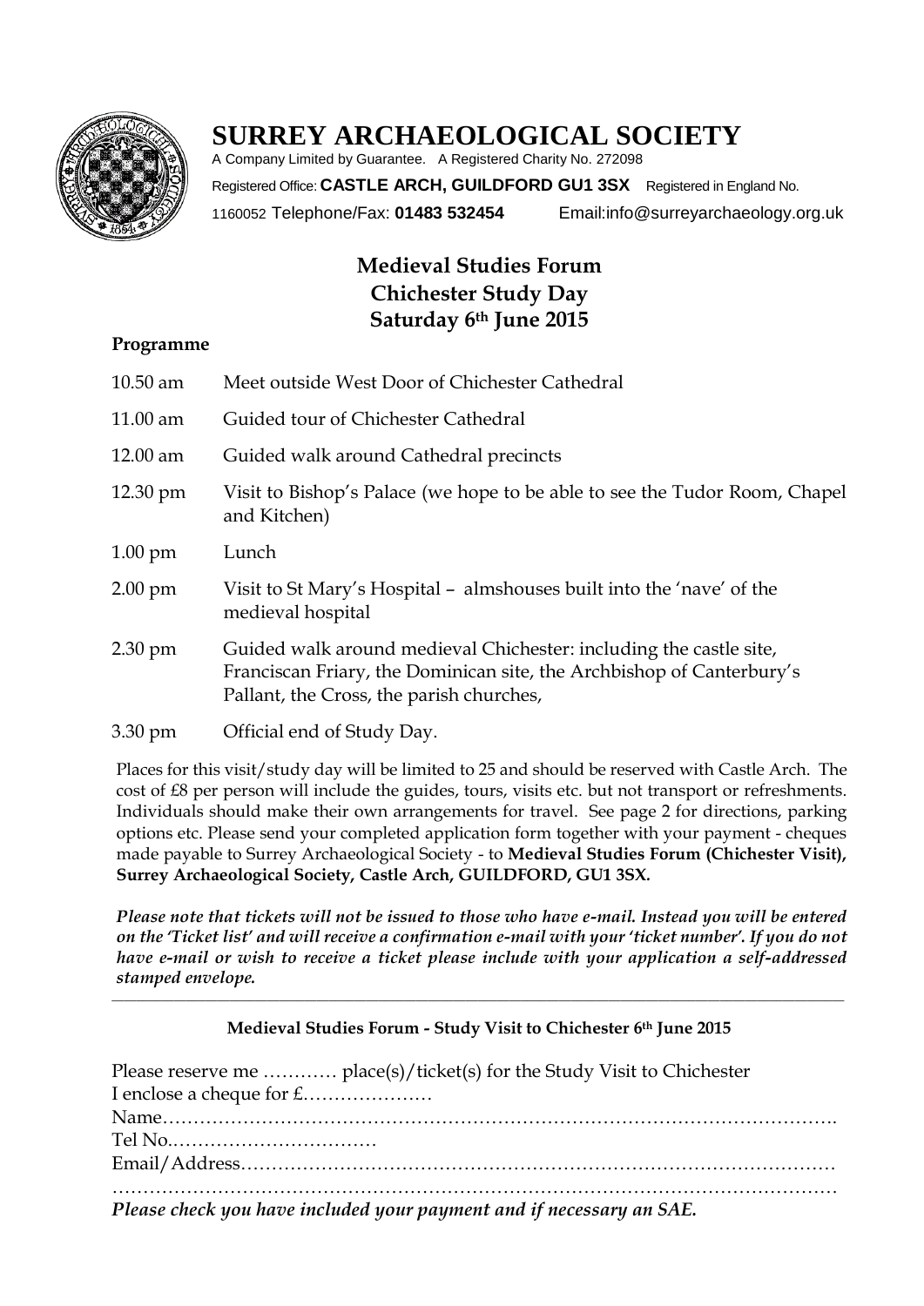# SURREY ARCHAEOLOGICAL SOCIETY

A Company Limited by Guarantee. A Registered Charity No. 272098

Registered Office: **CASTLE ARCH, GUILDFORD GU1 3SX** Registered in England No. 1160052 Telephone/Fax: **01483 532454** Email:info@surreyarchaeology.org.uk

## Medieval Studies Forum
## Chichester Study Day
## Saturday 6th June 2015

**Programme**

| | |
|---|---|
| 10.50 am | Meet outside West Door of Chichester Cathedral |
| 11.00 am | Guided tour of Chichester Cathedral |
| 12.00 am | Guided walk around Cathedral precincts |
| 12.30 pm | Visit to Bishop's Palace (we hope to be able to see the Tudor Room, Chapel and Kitchen) |
| 1.00 pm | Lunch |
| 2.00 pm | Visit to St Mary's Hospital – almshouses built into the 'nave' of the medieval hospital |
| 2.30 pm | Guided walk around medieval Chichester: including the castle site, Franciscan Friary, the Dominican site, the Archbishop of Canterbury's Pallant, the Cross, the parish churches, |
| 3.30 pm | Official end of Study Day. |

Places for this visit/study day will be limited to 25 and should be reserved with Castle Arch. The cost of £8 per person will include the guides, tours, visits etc. but not transport or refreshments. Individuals should make their own arrangements for travel. See page 2 for directions, parking options etc. Please send your completed application form together with your payment - cheques made payable to Surrey Archaeological Society - to **Medieval Studies Forum (Chichester Visit), Surrey Archaeological Society, Castle Arch, GUILDFORD, GU1 3SX.**

***Please note that tickets will not be issued to those who have e-mail. Instead you will be entered on the 'Ticket list' and will receive a confirmation e-mail with your 'ticket number'. If you do not have e-mail or wish to receive a ticket please include with your application a self-addressed stamped envelope.***

---

**Medieval Studies Forum - Study Visit to Chichester 6th June 2015**

Please reserve me ………… place(s)/ticket(s) for the Study Visit to Chichester
I enclose a cheque for £…………………
Name……………………………………………………………………………………………….
Tel No.……………………………
Email/Address………………………………………………………………………………
…………………………………………………………………………………………………
***Please check you have included your payment and if necessary an SAE.***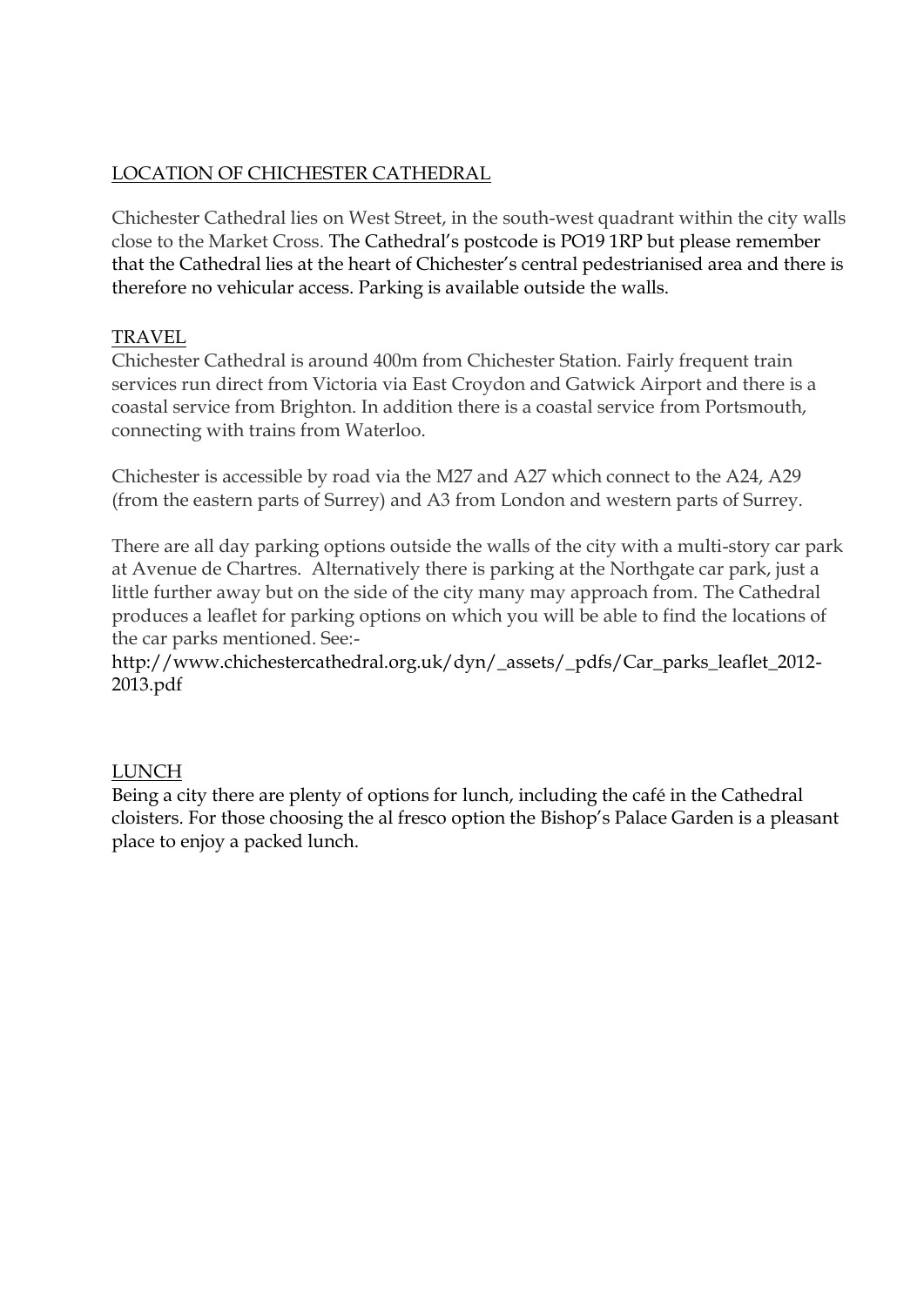## LOCATION OF CHICHESTER CATHEDRAL

Chichester Cathedral lies on West Street, in the south-west quadrant within the city walls close to the Market Cross. The Cathedral's postcode is PO19 1RP but please remember that the Cathedral lies at the heart of Chichester's central pedestrianised area and there is therefore no vehicular access. Parking is available outside the walls.

## TRAVEL

Chichester Cathedral is around 400m from Chichester Station. Fairly frequent train services run direct from Victoria via East Croydon and Gatwick Airport and there is a coastal service from Brighton. In addition there is a coastal service from Portsmouth, connecting with trains from Waterloo.

Chichester is accessible by road via the M27 and A27 which connect to the A24, A29 (from the eastern parts of Surrey) and A3 from London and western parts of Surrey.

There are all day parking options outside the walls of the city with a multi-story car park at Avenue de Chartres. Alternatively there is parking at the Northgate car park, just a little further away but on the side of the city many may approach from. The Cathedral produces a leaflet for parking options on which you will be able to find the locations of the car parks mentioned. See:-
http://www.chichestercathedral.org.uk/dyn/_assets/_pdfs/Car_parks_leaflet_2012-2013.pdf

## LUNCH

Being a city there are plenty of options for lunch, including the café in the Cathedral cloisters. For those choosing the al fresco option the Bishop's Palace Garden is a pleasant place to enjoy a packed lunch.